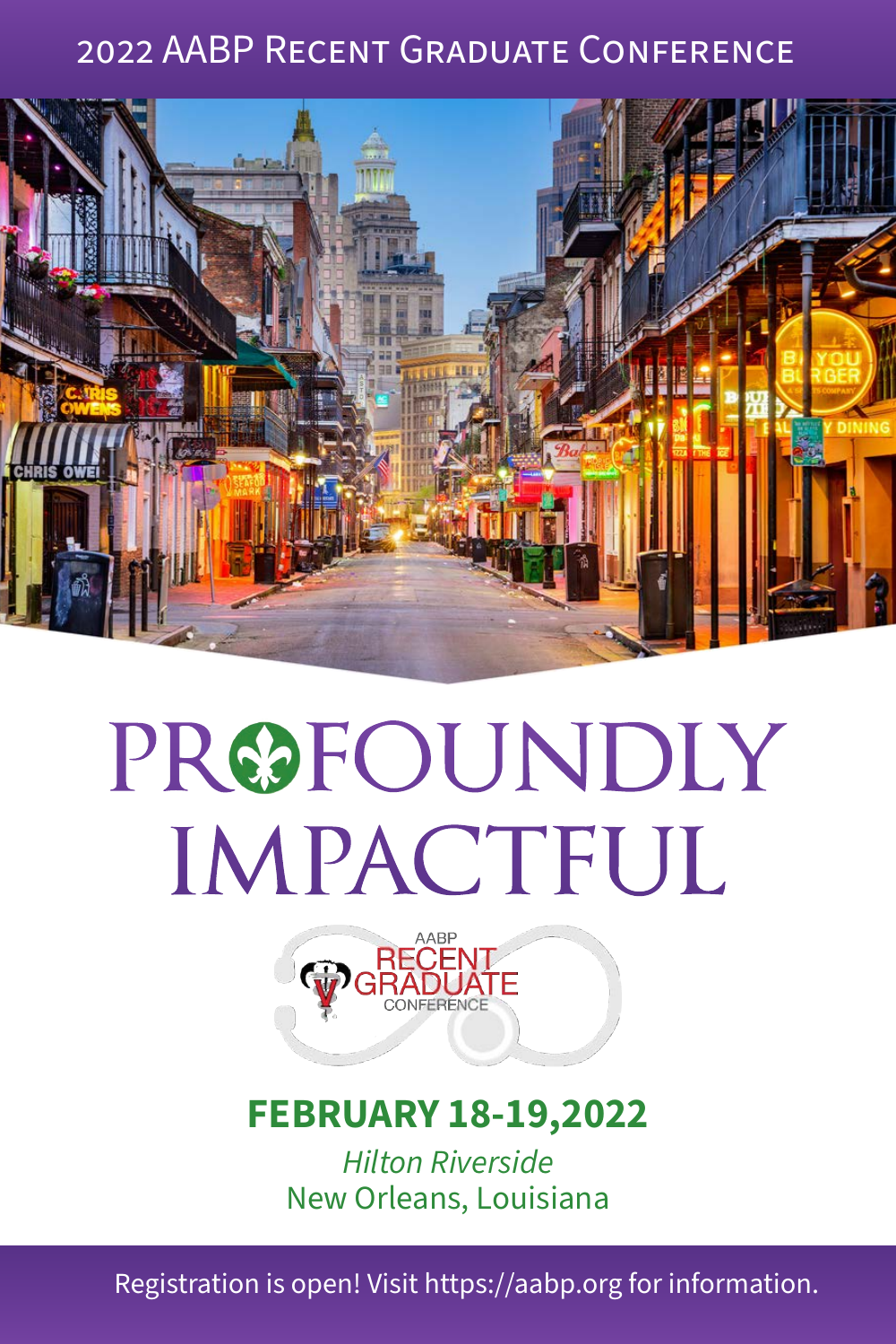2022 AABP Recent Graduate Conference

# PROFOUNDLY IMPACTFUL

AABP RECENT GRADUATE CONFERENCE

**FEBRUARY 18-19,2022**

*Hilton Riverside*

New Orleans, Louisiana

Registration is open! Visit https://aabp.org for information.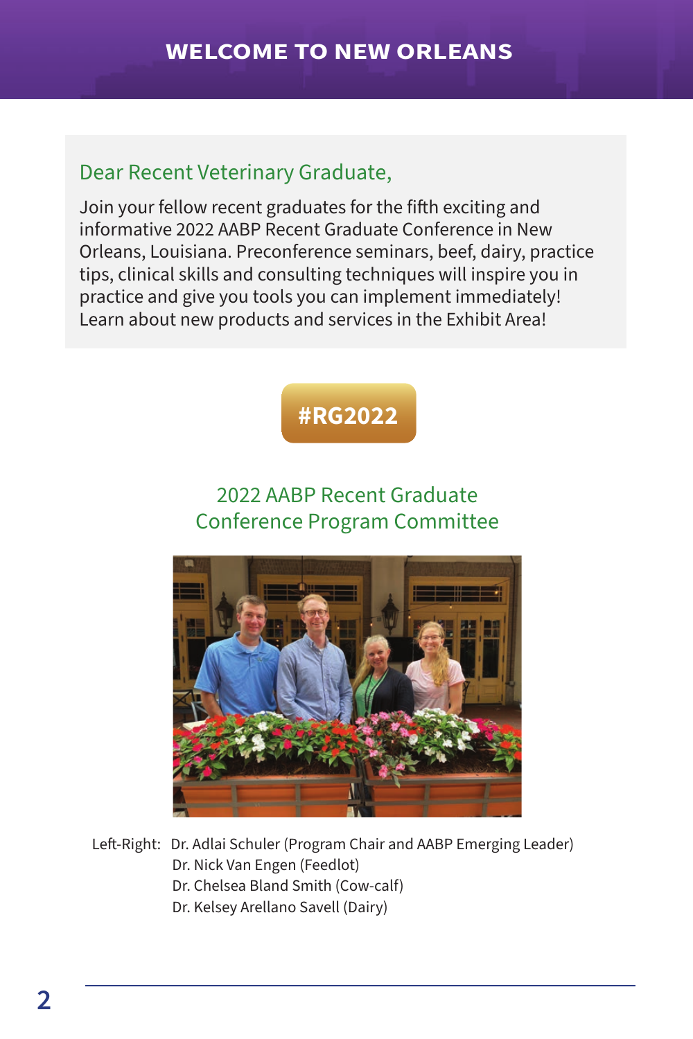# WELCOME TO NEW ORLEANS

## Dear Recent Veterinary Graduate,

Join your fellow recent graduates for the fifth exciting and informative 2022 AABP Recent Graduate Conference in New Orleans, Louisiana. Preconference seminars, beef, dairy, practice tips, clinical skills and consulting techniques will inspire you in practice and give you tools you can implement immediately! Learn about new products and services in the Exhibit Area!

**#RG2022**

## 2022 AABP Recent Graduate Conference Program Committee

Left-Right: Dr. Adlai Schuler (Program Chair and AABP Emerging Leader)
Dr. Nick Van Engen (Feedlot)
Dr. Chelsea Bland Smith (Cow-calf)
Dr. Kelsey Arellano Savell (Dairy)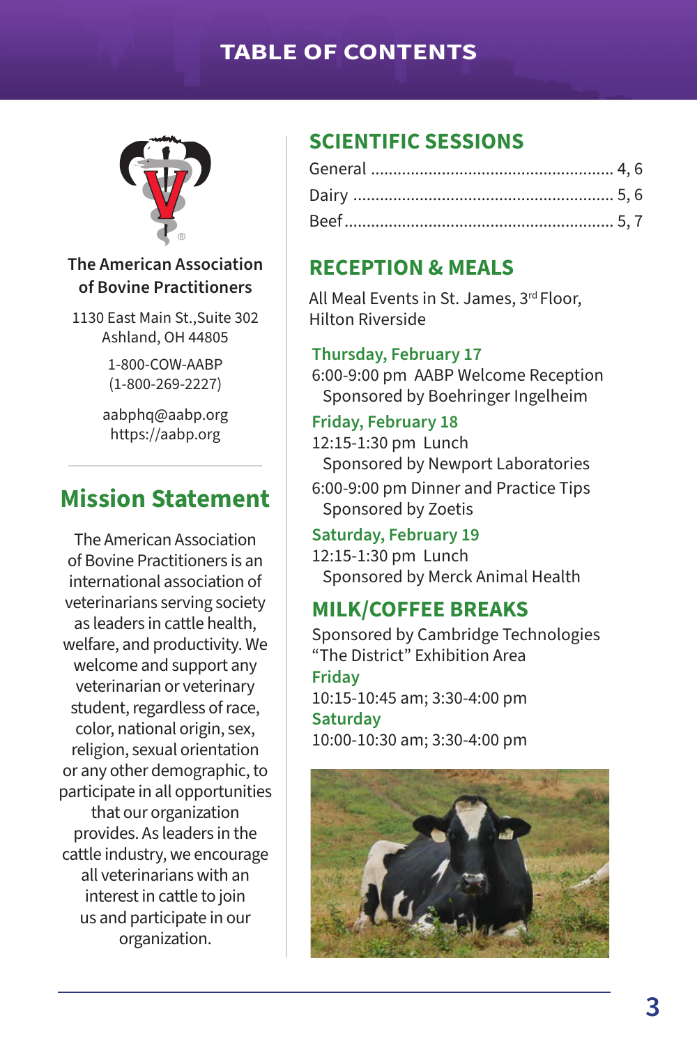# TABLE OF CONTENTS

**The American Association of Bovine Practitioners**

1130 East Main St.,Suite 302
Ashland, OH 44805

1-800-COW-AABP
(1-800-269-2227)

aabphq@aabp.org
https://aabp.org

## Mission Statement

The American Association of Bovine Practitioners is an international association of veterinarians serving society as leaders in cattle health, welfare, and productivity. We welcome and support any veterinarian or veterinary student, regardless of race, color, national origin, sex, religion, sexual orientation or any other demographic, to participate in all opportunities that our organization provides. As leaders in the cattle industry, we encourage all veterinarians with an interest in cattle to join us and participate in our organization.

## SCIENTIFIC SESSIONS

General ........................................ 4, 6
Dairy ........................................ 5, 6
Beef ........................................ 5, 7

## RECEPTION & MEALS

All Meal Events in St. James, 3rd Floor, Hilton Riverside

### Thursday, February 17

6:00-9:00 pm AABP Welcome Reception
Sponsored by Boehringer Ingelheim

### Friday, February 18

12:15-1:30 pm Lunch
Sponsored by Newport Laboratories

6:00-9:00 pm Dinner and Practice Tips
Sponsored by Zoetis

### Saturday, February 19

12:15-1:30 pm Lunch
Sponsored by Merck Animal Health

## MILK/COFFEE BREAKS

Sponsored by Cambridge Technologies
"The District" Exhibition Area

### Friday

10:15-10:45 am; 3:30-4:00 pm

### Saturday

10:00-10:30 am; 3:30-4:00 pm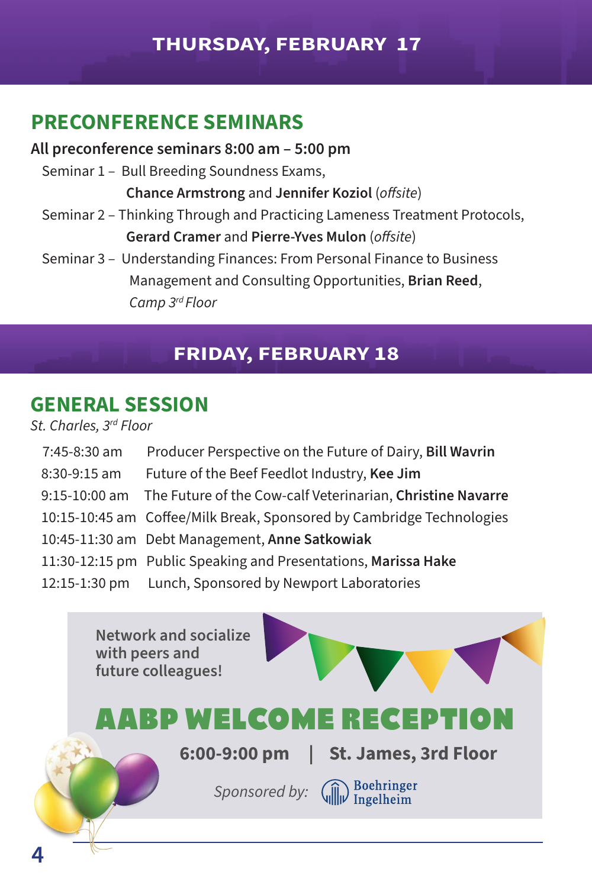## THURSDAY, FEBRUARY 17

### PRECONFERENCE SEMINARS

**All preconference seminars 8:00 am – 5:00 pm**

Seminar 1 – Bull Breeding Soundness Exams, **Chance Armstrong** and **Jennifer Koziol** (*offsite*)

Seminar 2 – Thinking Through and Practicing Lameness Treatment Protocols, **Gerard Cramer** and **Pierre-Yves Mulon** (*offsite*)

Seminar 3 – Understanding Finances: From Personal Finance to Business Management and Consulting Opportunities, **Brian Reed**, *Camp 3rd Floor*

## FRIDAY, FEBRUARY 18

### GENERAL SESSION

*St. Charles, 3rd Floor*

| | |
|---|---|
| 7:45-8:30 am | Producer Perspective on the Future of Dairy, **Bill Wavrin** |
| 8:30-9:15 am | Future of the Beef Feedlot Industry, **Kee Jim** |
| 9:15-10:00 am | The Future of the Cow-calf Veterinarian, **Christine Navarre** |
| 10:15-10:45 am | Coffee/Milk Break, Sponsored by Cambridge Technologies |
| 10:45-11:30 am | Debt Management, **Anne Satkowiak** |
| 11:30-12:15 pm | Public Speaking and Presentations, **Marissa Hake** |
| 12:15-1:30 pm | Lunch, Sponsored by Newport Laboratories |

**Network and socialize with peers and future colleagues!**

## AABP WELCOME RECEPTION

**6:00-9:00 pm | St. James, 3rd Floor**

*Sponsored by:* Boehringer Ingelheim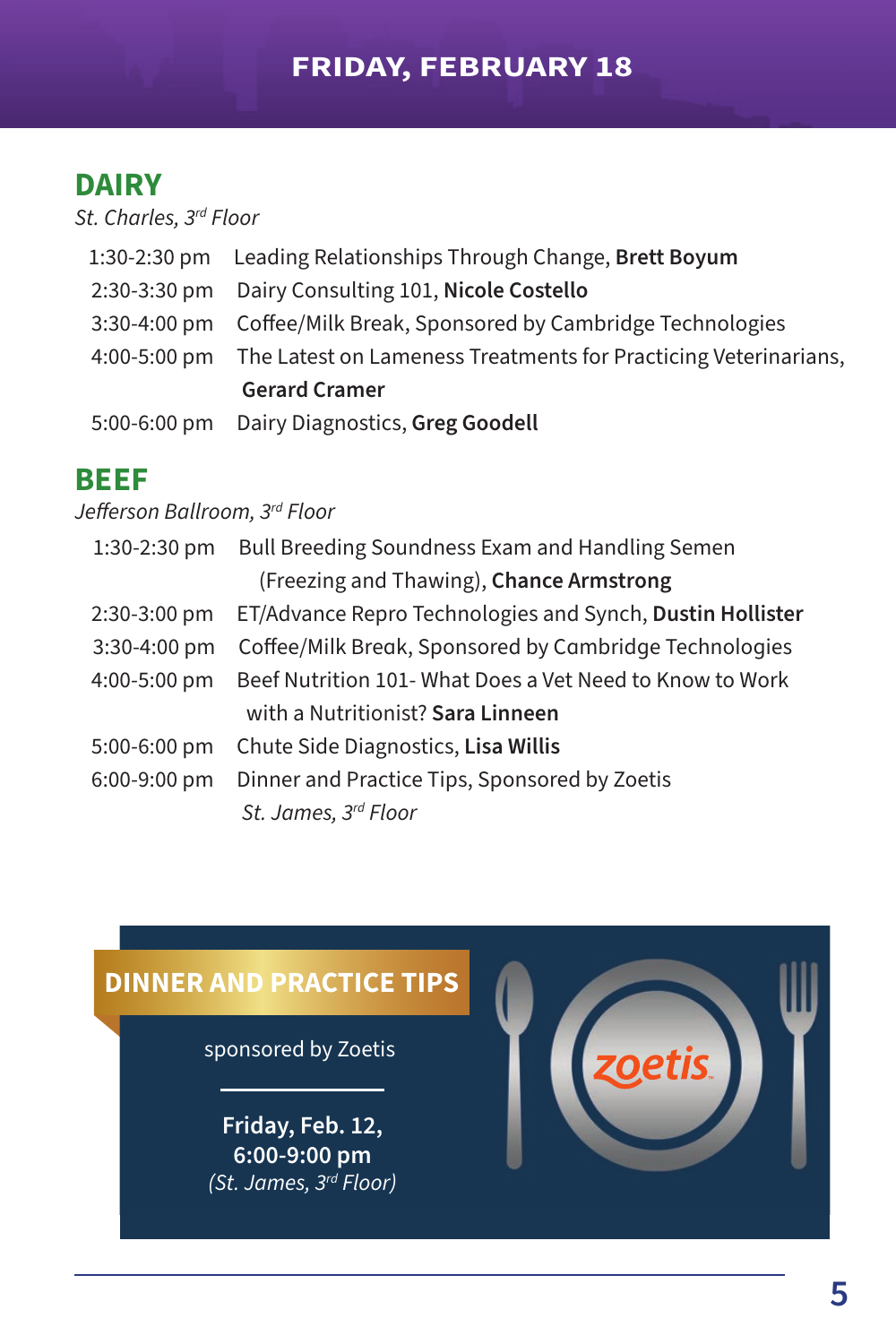# FRIDAY, FEBRUARY 18

## DAIRY

*St. Charles, 3rd Floor*

| | |
|---|---|
| 1:30-2:30 pm | Leading Relationships Through Change, **Brett Boyum** |
| 2:30-3:30 pm | Dairy Consulting 101, **Nicole Costello** |
| 3:30-4:00 pm | Coffee/Milk Break, Sponsored by Cambridge Technologies |
| 4:00-5:00 pm | The Latest on Lameness Treatments for Practicing Veterinarians, **Gerard Cramer** |
| 5:00-6:00 pm | Dairy Diagnostics, **Greg Goodell** |

## BEEF

*Jefferson Ballroom, 3rd Floor*

| | |
|---|---|
| 1:30-2:30 pm | Bull Breeding Soundness Exam and Handling Semen (Freezing and Thawing), **Chance Armstrong** |
| 2:30-3:00 pm | ET/Advance Repro Technologies and Synch, **Dustin Hollister** |
| 3:30-4:00 pm | Coffee/Milk Break, Sponsored by Cambridge Technologies |
| 4:00-5:00 pm | Beef Nutrition 101- What Does a Vet Need to Know to Work with a Nutritionist? **Sara Linneen** |
| 5:00-6:00 pm | Chute Side Diagnostics, **Lisa Willis** |
| 6:00-9:00 pm | Dinner and Practice Tips, Sponsored by Zoetis *St. James, 3rd Floor* |

**DINNER AND PRACTICE TIPS**

sponsored by Zoetis

**Friday, Feb. 12,**
**6:00-9:00 pm**
*(St. James, 3rd Floor)*

zoetis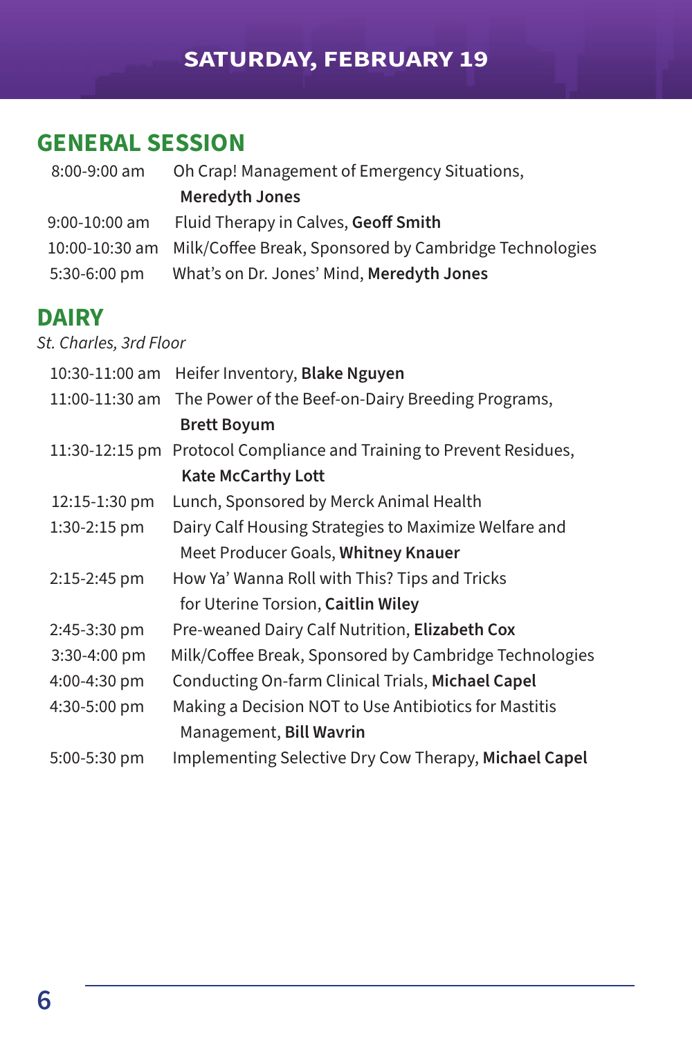# SATURDAY, FEBRUARY 19

## GENERAL SESSION

| | |
|---|---|
| 8:00-9:00 am | Oh Crap! Management of Emergency Situations, **Meredyth Jones** |
| 9:00-10:00 am | Fluid Therapy in Calves, **Geoff Smith** |
| 10:00-10:30 am | Milk/Coffee Break, Sponsored by Cambridge Technologies |
| 5:30-6:00 pm | What's on Dr. Jones' Mind, **Meredyth Jones** |

## DAIRY

*St. Charles, 3rd Floor*

| | |
|---|---|
| 10:30-11:00 am | Heifer Inventory, **Blake Nguyen** |
| 11:00-11:30 am | The Power of the Beef-on-Dairy Breeding Programs, **Brett Boyum** |
| 11:30-12:15 pm | Protocol Compliance and Training to Prevent Residues, **Kate McCarthy Lott** |
| 12:15-1:30 pm | Lunch, Sponsored by Merck Animal Health |
| 1:30-2:15 pm | Dairy Calf Housing Strategies to Maximize Welfare and Meet Producer Goals, **Whitney Knauer** |
| 2:15-2:45 pm | How Ya' Wanna Roll with This? Tips and Tricks for Uterine Torsion, **Caitlin Wiley** |
| 2:45-3:30 pm | Pre-weaned Dairy Calf Nutrition, **Elizabeth Cox** |
| 3:30-4:00 pm | Milk/Coffee Break, Sponsored by Cambridge Technologies |
| 4:00-4:30 pm | Conducting On-farm Clinical Trials, **Michael Capel** |
| 4:30-5:00 pm | Making a Decision NOT to Use Antibiotics for Mastitis Management, **Bill Wavrin** |
| 5:00-5:30 pm | Implementing Selective Dry Cow Therapy, **Michael Capel** |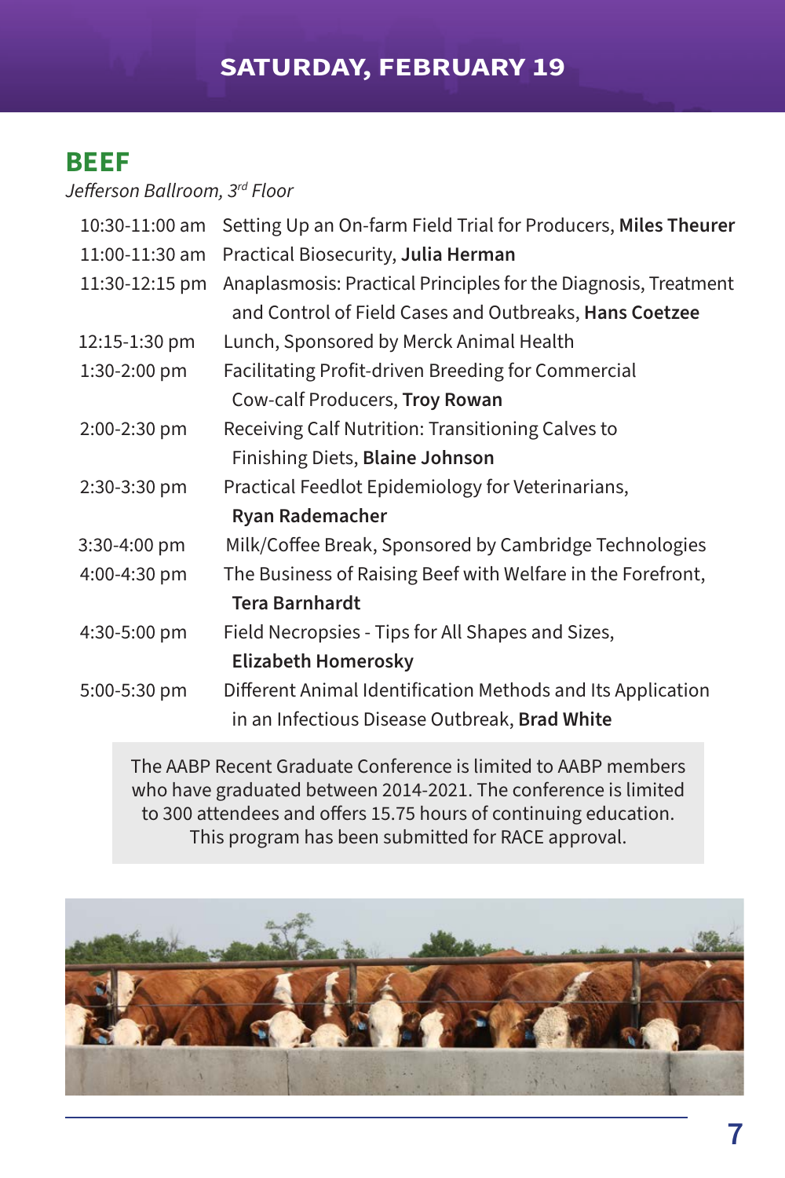# SATURDAY, FEBRUARY 19

## BEEF

*Jefferson Ballroom, 3rd Floor*

| | |
|---|---|
| 10:30-11:00 am | Setting Up an On-farm Field Trial for Producers, **Miles Theurer** |
| 11:00-11:30 am | Practical Biosecurity, **Julia Herman** |
| 11:30-12:15 pm | Anaplasmosis: Practical Principles for the Diagnosis, Treatment and Control of Field Cases and Outbreaks, **Hans Coetzee** |
| 12:15-1:30 pm | Lunch, Sponsored by Merck Animal Health |
| 1:30-2:00 pm | Facilitating Profit-driven Breeding for Commercial Cow-calf Producers, **Troy Rowan** |
| 2:00-2:30 pm | Receiving Calf Nutrition: Transitioning Calves to Finishing Diets, **Blaine Johnson** |
| 2:30-3:30 pm | Practical Feedlot Epidemiology for Veterinarians, **Ryan Rademacher** |
| 3:30-4:00 pm | Milk/Coffee Break, Sponsored by Cambridge Technologies |
| 4:00-4:30 pm | The Business of Raising Beef with Welfare in the Forefront, **Tera Barnhardt** |
| 4:30-5:00 pm | Field Necropsies - Tips for All Shapes and Sizes, **Elizabeth Homerosky** |
| 5:00-5:30 pm | Different Animal Identification Methods and Its Application in an Infectious Disease Outbreak, **Brad White** |

The AABP Recent Graduate Conference is limited to AABP members who have graduated between 2014-2021. The conference is limited to 300 attendees and offers 15.75 hours of continuing education. This program has been submitted for RACE approval.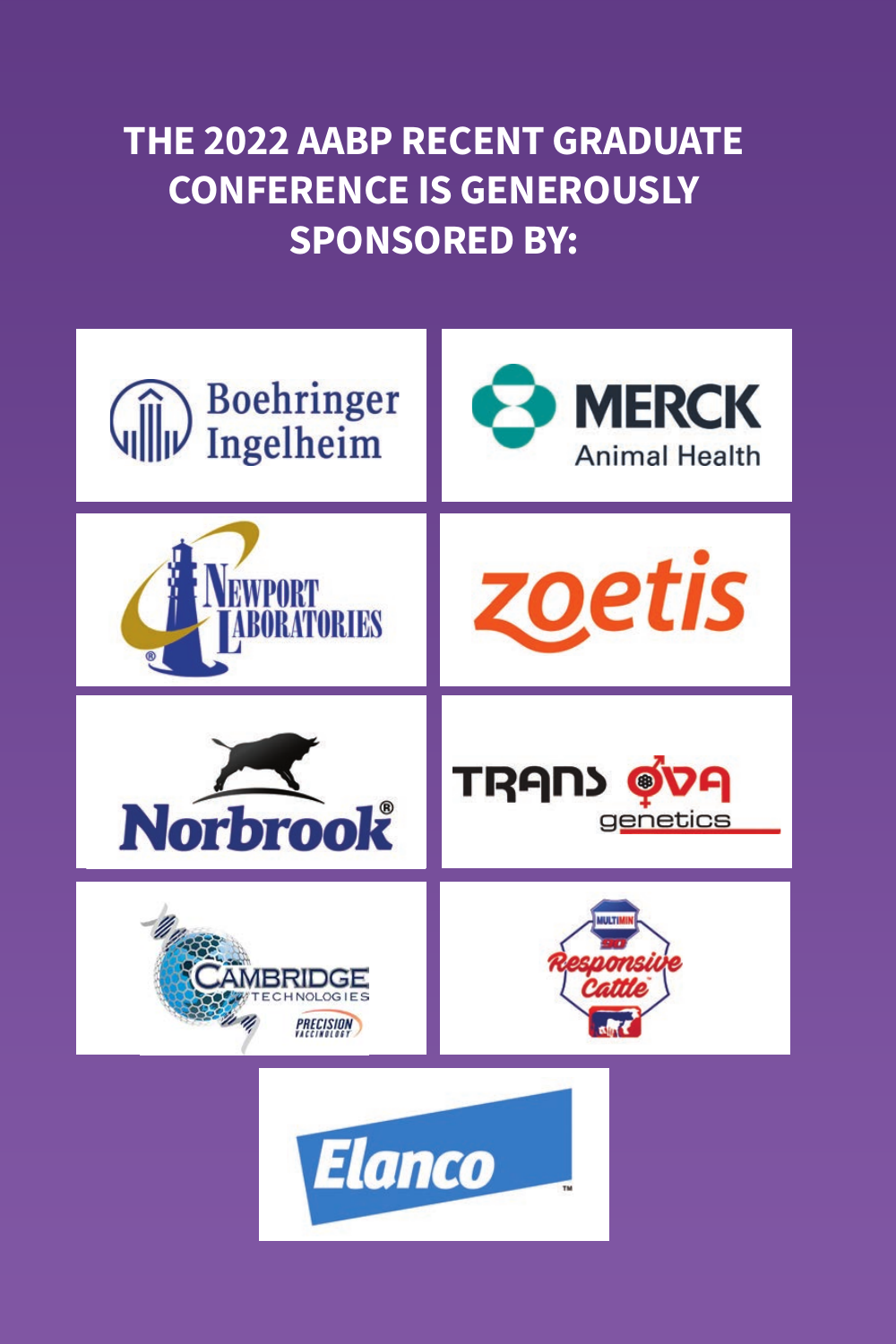# THE 2022 AABP RECENT GRADUATE CONFERENCE IS GENEROUSLY SPONSORED BY:

Boehringer Ingelheim

MERCK Animal Health

Newport Laboratories

zoetis

Norbrook

TRANS OVA genetics

Cambridge Technologies Precision Vaccinology

Multimin Responsive Cattle

Elanco